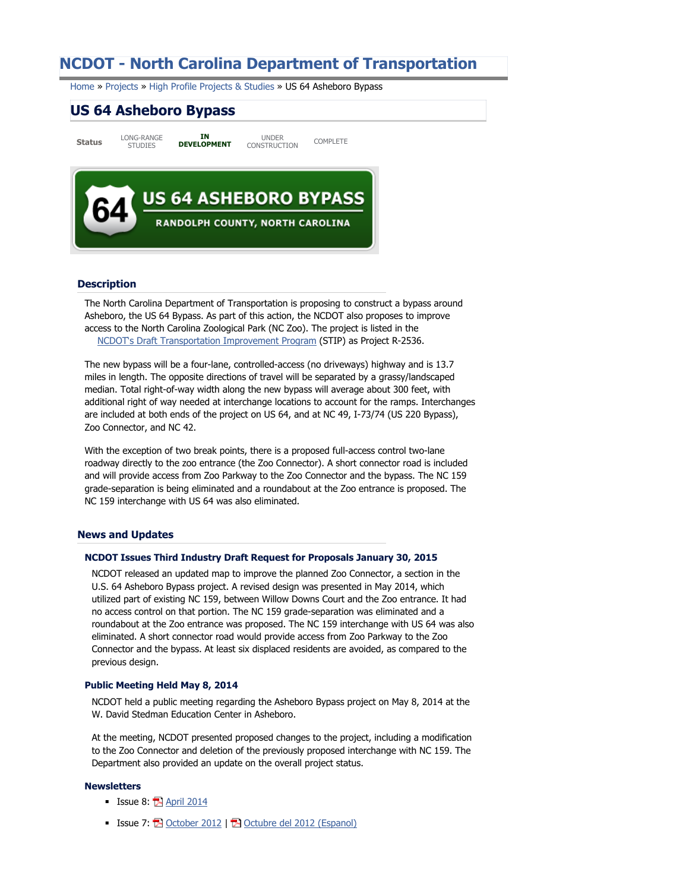# NCDOT - North Carolina Department of Transportation

Home » Projects » High Profile Projects & Studies » US 64 Asheboro Bypass

## US 64 Asheboro Bypass

Status | LONG-RANGE STUDIES | **IN DEVELOPMENT** | UNDER CONSTRUCTION | COMPLETE

US 64 ASHEBORO BYPASS
RANDOLPH COUNTY, NORTH CAROLINA

### Description

The North Carolina Department of Transportation is proposing to construct a bypass around Asheboro, the US 64 Bypass. As part of this action, the NCDOT also proposes to improve access to the North Carolina Zoological Park (NC Zoo). The project is listed in the NCDOT's Draft Transportation Improvement Program (STIP) as Project R-2536.

The new bypass will be a four-lane, controlled-access (no driveways) highway and is 13.7 miles in length. The opposite directions of travel will be separated by a grassy/landscaped median. Total right-of-way width along the new bypass will average about 300 feet, with additional right of way needed at interchange locations to account for the ramps. Interchanges are included at both ends of the project on US 64, and at NC 49, I-73/74 (US 220 Bypass), Zoo Connector, and NC 42.

With the exception of two break points, there is a proposed full-access control two-lane roadway directly to the zoo entrance (the Zoo Connector). A short connector road is included and will provide access from Zoo Parkway to the Zoo Connector and the bypass. The NC 159 grade-separation is being eliminated and a roundabout at the Zoo entrance is proposed. The NC 159 interchange with US 64 was also eliminated.

### News and Updates

#### NCDOT Issues Third Industry Draft Request for Proposals January 30, 2015

NCDOT released an updated map to improve the planned Zoo Connector, a section in the U.S. 64 Asheboro Bypass project. A revised design was presented in May 2014, which utilized part of existing NC 159, between Willow Downs Court and the Zoo entrance. It had no access control on that portion. The NC 159 grade-separation was eliminated and a roundabout at the Zoo entrance was proposed. The NC 159 interchange with US 64 was also eliminated. A short connector road would provide access from Zoo Parkway to the Zoo Connector and the bypass. At least six displaced residents are avoided, as compared to the previous design.

#### Public Meeting Held May 8, 2014

NCDOT held a public meeting regarding the Asheboro Bypass project on May 8, 2014 at the W. David Stedman Education Center in Asheboro.

At the meeting, NCDOT presented proposed changes to the project, including a modification to the Zoo Connector and deletion of the previously proposed interchange with NC 159. The Department also provided an update on the overall project status.

#### Newsletters

- Issue 8: April 2014
- Issue 7: October 2012 | Octubre del 2012 (Espanol)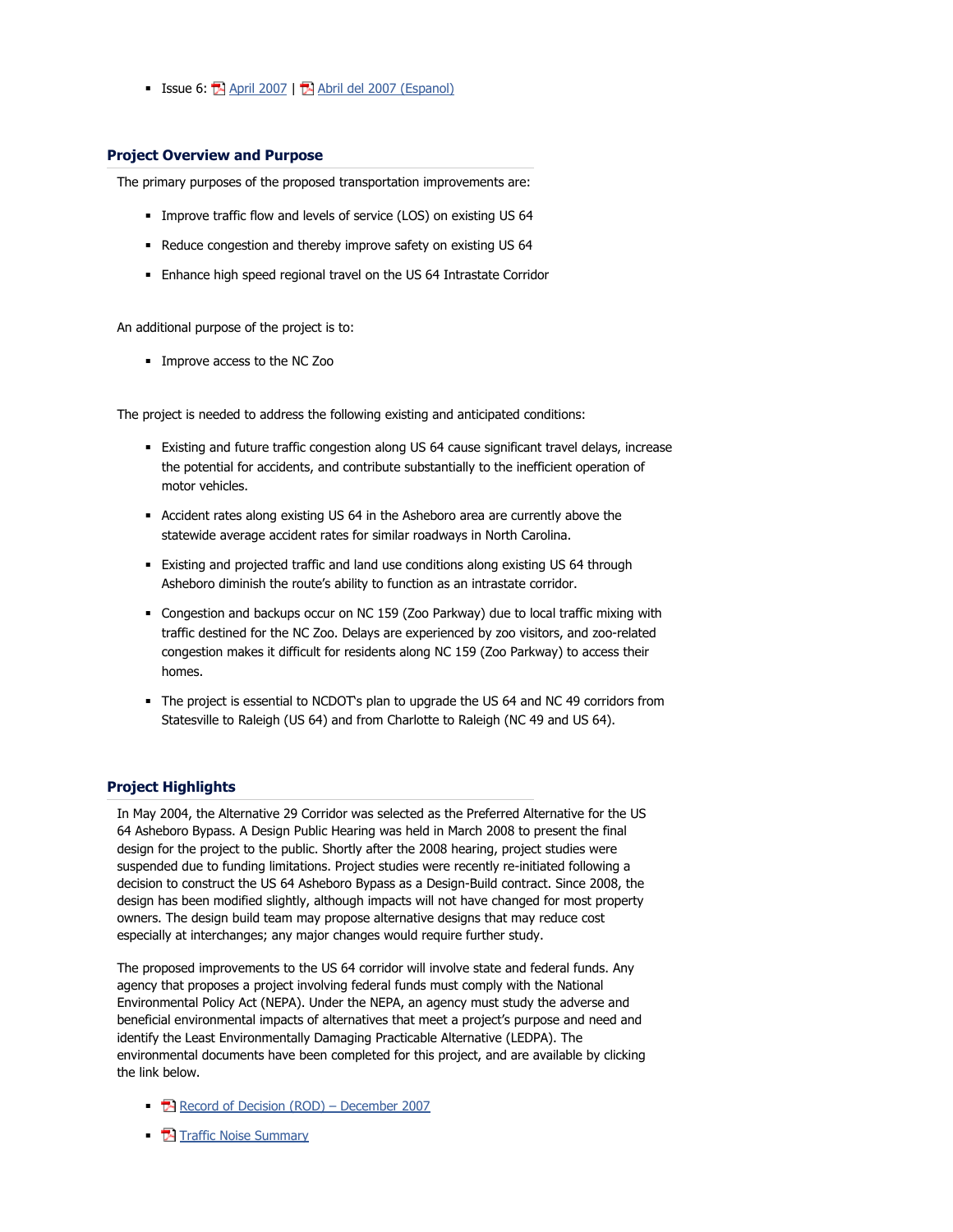- Issue 6: April 2007 | Abril del 2007 (Espanol)

## Project Overview and Purpose

The primary purposes of the proposed transportation improvements are:

- Improve traffic flow and levels of service (LOS) on existing US 64
- Reduce congestion and thereby improve safety on existing US 64
- Enhance high speed regional travel on the US 64 Intrastate Corridor

An additional purpose of the project is to:

- Improve access to the NC Zoo

The project is needed to address the following existing and anticipated conditions:

- Existing and future traffic congestion along US 64 cause significant travel delays, increase the potential for accidents, and contribute substantially to the inefficient operation of motor vehicles.
- Accident rates along existing US 64 in the Asheboro area are currently above the statewide average accident rates for similar roadways in North Carolina.
- Existing and projected traffic and land use conditions along existing US 64 through Asheboro diminish the route's ability to function as an intrastate corridor.
- Congestion and backups occur on NC 159 (Zoo Parkway) due to local traffic mixing with traffic destined for the NC Zoo. Delays are experienced by zoo visitors, and zoo-related congestion makes it difficult for residents along NC 159 (Zoo Parkway) to access their homes.
- The project is essential to NCDOT's plan to upgrade the US 64 and NC 49 corridors from Statesville to Raleigh (US 64) and from Charlotte to Raleigh (NC 49 and US 64).

## Project Highlights

In May 2004, the Alternative 29 Corridor was selected as the Preferred Alternative for the US 64 Asheboro Bypass. A Design Public Hearing was held in March 2008 to present the final design for the project to the public. Shortly after the 2008 hearing, project studies were suspended due to funding limitations. Project studies were recently re-initiated following a decision to construct the US 64 Asheboro Bypass as a Design-Build contract. Since 2008, the design has been modified slightly, although impacts will not have changed for most property owners. The design build team may propose alternative designs that may reduce cost especially at interchanges; any major changes would require further study.

The proposed improvements to the US 64 corridor will involve state and federal funds. Any agency that proposes a project involving federal funds must comply with the National Environmental Policy Act (NEPA). Under the NEPA, an agency must study the adverse and beneficial environmental impacts of alternatives that meet a project's purpose and need and identify the Least Environmentally Damaging Practicable Alternative (LEDPA). The environmental documents have been completed for this project, and are available by clicking the link below.

- Record of Decision (ROD) – December 2007
- Traffic Noise Summary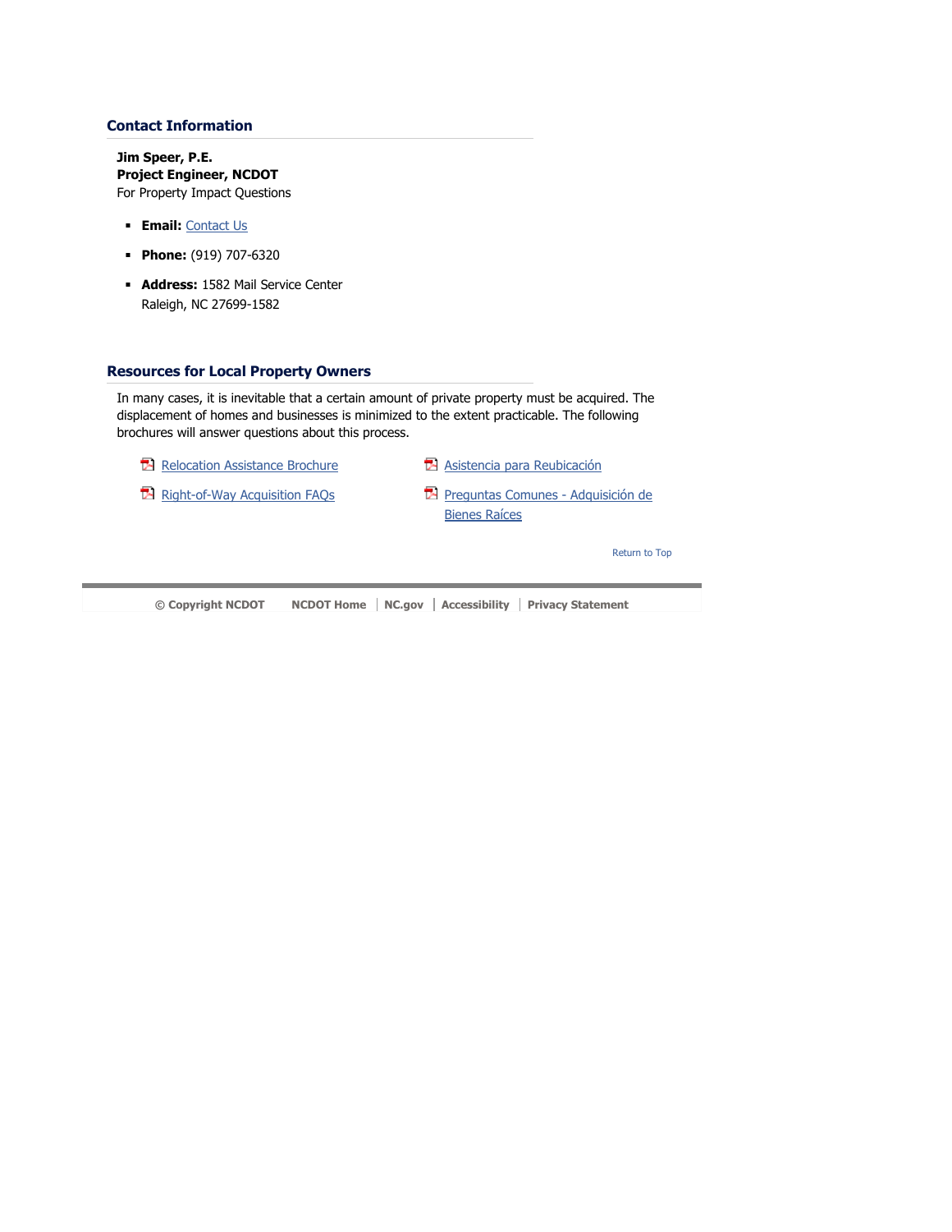## Contact Information

**Jim Speer, P.E.**
**Project Engineer, NCDOT**
For Property Impact Questions

- **Email:** Contact Us
- **Phone:** (919) 707-6320
- **Address:** 1582 Mail Service Center
  Raleigh, NC 27699-1582

## Resources for Local Property Owners

In many cases, it is inevitable that a certain amount of private property must be acquired. The displacement of homes and businesses is minimized to the extent practicable. The following brochures will answer questions about this process.

- Relocation Assistance Brochure
- Right-of-Way Acquisition FAQs
- Asistencia para Reubicación
- Preguntas Comunes - Adquisición de Bienes Raíces

Return to Top

© Copyright NCDOT | NCDOT Home | NC.gov | Accessibility | Privacy Statement